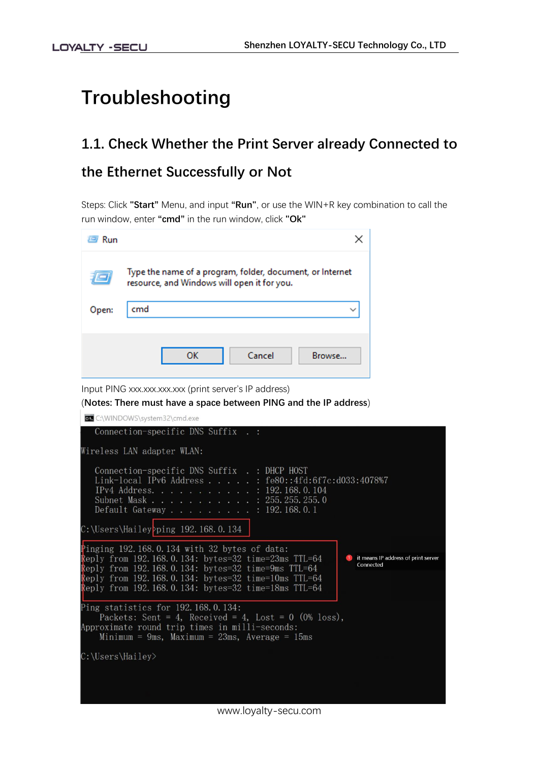# Troubleshooting

## 1.1. Check Whether the Print Server already Connected to the Ethernet Successfully or Not

Steps: Click **"Start"** Menu, and input **"Run"**, or use the WIN+R key combination to call the run window, enter **"cmd"** in the run window, click **"Ok"**

Run

Type the name of a program, folder, document, or Internet resource, and Windows will open it for you.

Open: cmd

OK Cancel Browse...

Input PING xxx.xxx.xxx.xxx (print server's IP address)

(**Notes: There must have a space between PING and the IP address**)

C:\WINDOWS\system32\cmd.exe

```
   Connection-specific DNS Suffix  . :

Wireless LAN adapter WLAN:

   Connection-specific DNS Suffix  . : DHCP HOST
   Link-local IPv6 Address . . . . . : fe80::4fd:6f7c:d033:4078%7
   IPv4 Address. . . . . . . . . . . : 192.168.0.104
   Subnet Mask . . . . . . . . . . . : 255.255.255.0
   Default Gateway . . . . . . . . . : 192.168.0.1

C:\Users\Hailey>ping 192.168.0.134

Pinging 192.168.0.134 with 32 bytes of data:
Reply from 192.168.0.134: bytes=32 time=23ms TTL=64
Reply from 192.168.0.134: bytes=32 time=9ms TTL=64
Reply from 192.168.0.134: bytes=32 time=10ms TTL=64
Reply from 192.168.0.134: bytes=32 time=18ms TTL=64

Ping statistics for 192.168.0.134:
    Packets: Sent = 4, Received = 4, Lost = 0 (0% loss),
Approximate round trip times in milli-seconds:
    Minimum = 9ms, Maximum = 23ms, Average = 15ms

C:\Users\Hailey>
```

it means IP address of print server Connected

www.loyalty-secu.com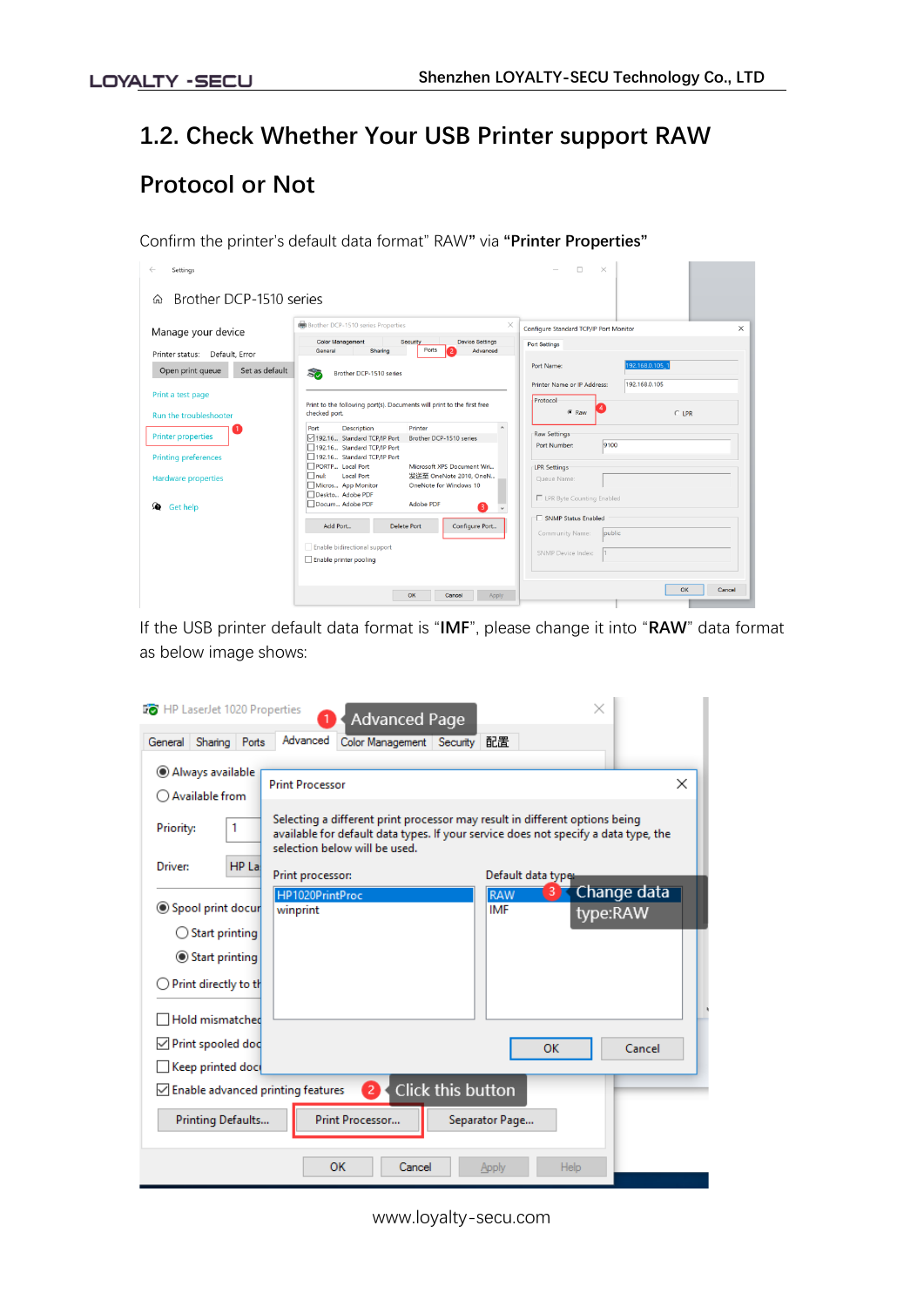## 1.2. Check Whether Your USB Printer support RAW Protocol or Not

Confirm the printer's default data format" RAW" via **"Printer Properties"**

If the USB printer default data format is "**IMF**", please change it into "**RAW**" data format as below image shows:

www.loyalty-secu.com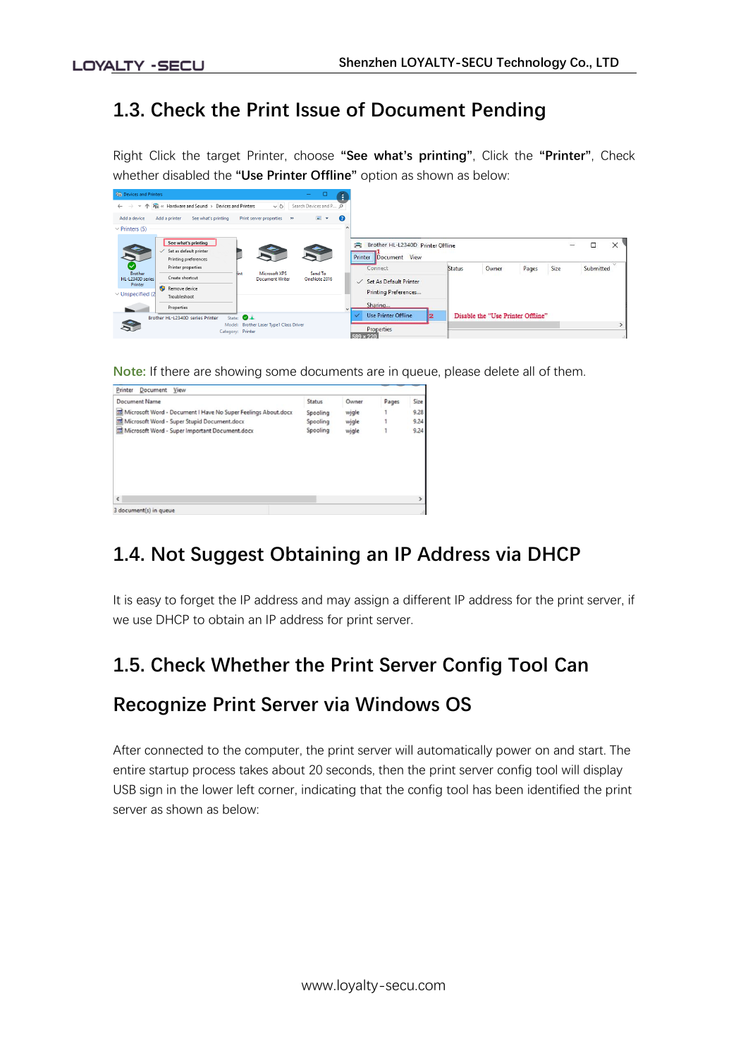## 1.3. Check the Print Issue of Document Pending

Right Click the target Printer, choose **"See what's printing"**, Click the **"Printer"**, Check whether disabled the **"Use Printer Offline"** option as shown as below:

**Note:** If there are showing some documents are in queue, please delete all of them.

## 1.4. Not Suggest Obtaining an IP Address via DHCP

It is easy to forget the IP address and may assign a different IP address for the print server, if we use DHCP to obtain an IP address for print server.

## 1.5. Check Whether the Print Server Config Tool Can Recognize Print Server via Windows OS

After connected to the computer, the print server will automatically power on and start. The entire startup process takes about 20 seconds, then the print server config tool will display USB sign in the lower left corner, indicating that the config tool has been identified the print server as shown as below: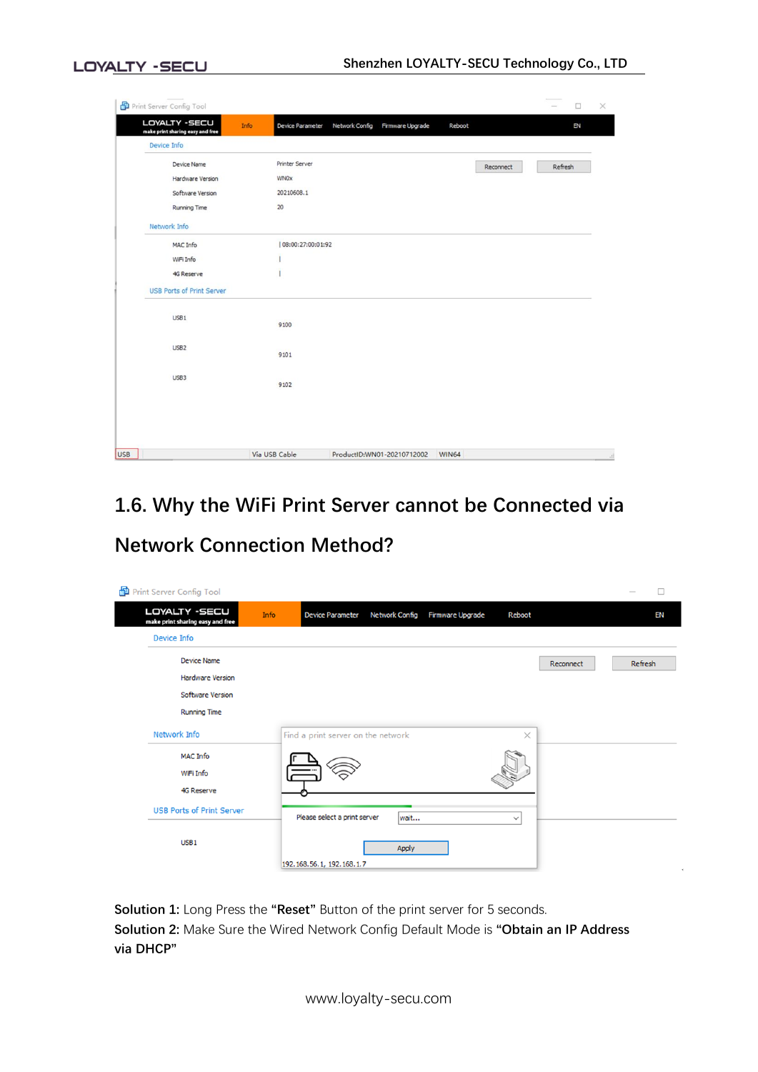## 1.6. Why the WiFi Print Server cannot be Connected via Network Connection Method?

**Solution 1:** Long Press the **"Reset"** Button of the print server for 5 seconds.
**Solution 2:** Make Sure the Wired Network Config Default Mode is **"Obtain an IP Address via DHCP"**

www.loyalty-secu.com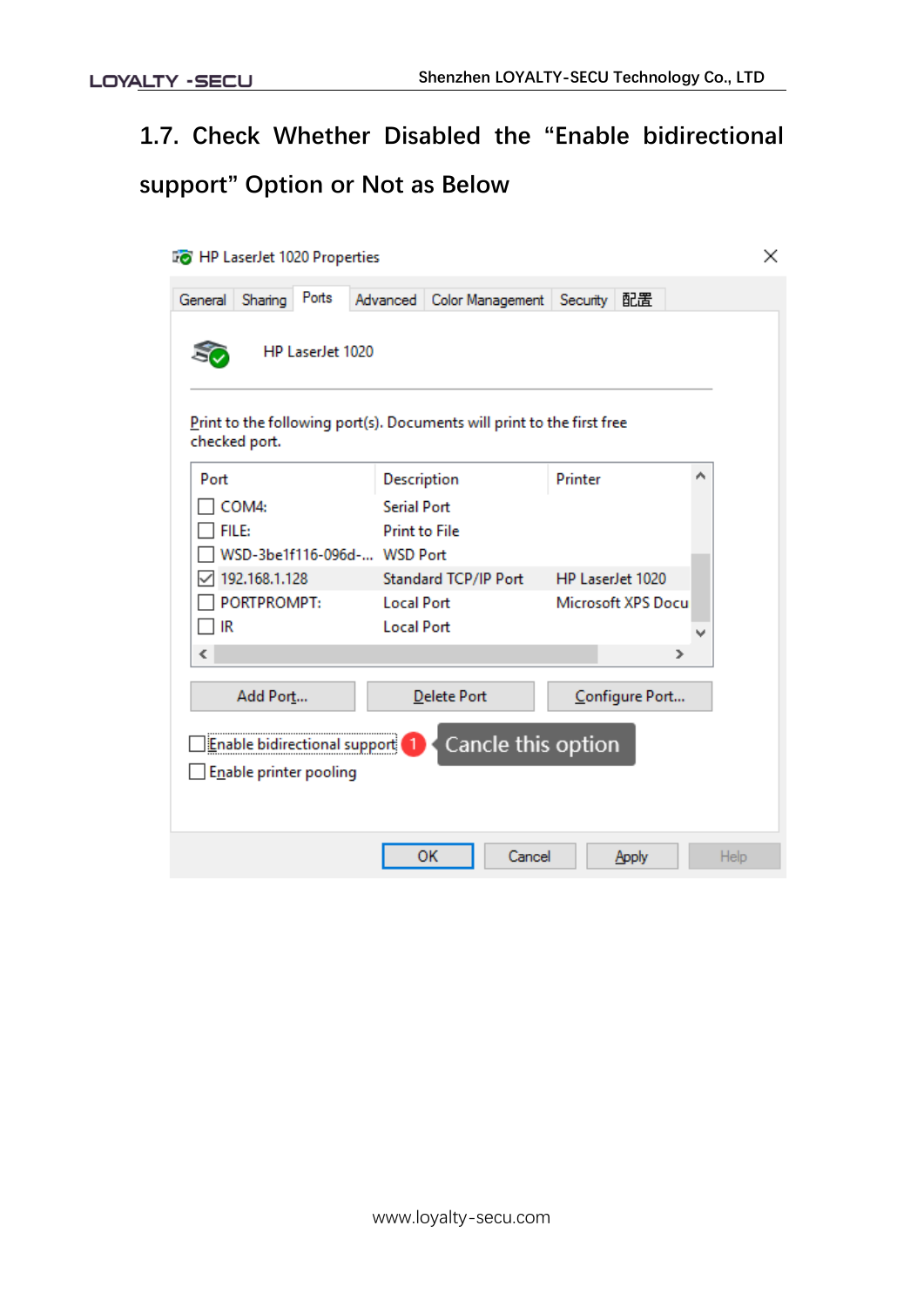## 1.7. Check Whether Disabled the "Enable bidirectional support" Option or Not as Below

HP LaserJet 1020 Properties

General | Sharing | Ports | Advanced | Color Management | Security | 配置

HP LaserJet 1020

Print to the following port(s). Documents will print to the first free checked port.

| Port | Description | Printer |
|---|---|---|
| ☐ COM4: | Serial Port | |
| ☐ FILE: | Print to File | |
| ☐ WSD-3be1f116-096d-... | WSD Port | |
| ☑ 192.168.1.128 | Standard TCP/IP Port | HP LaserJet 1020 |
| ☐ PORTPROMPT: | Local Port | Microsoft XPS Docu |
| ☐ IR | Local Port | |

Add Port... | Delete Port | Configure Port...

☐ Enable bidirectional support ❶ Cancle this option

☐ Enable printer pooling

OK | Cancel | Apply | Help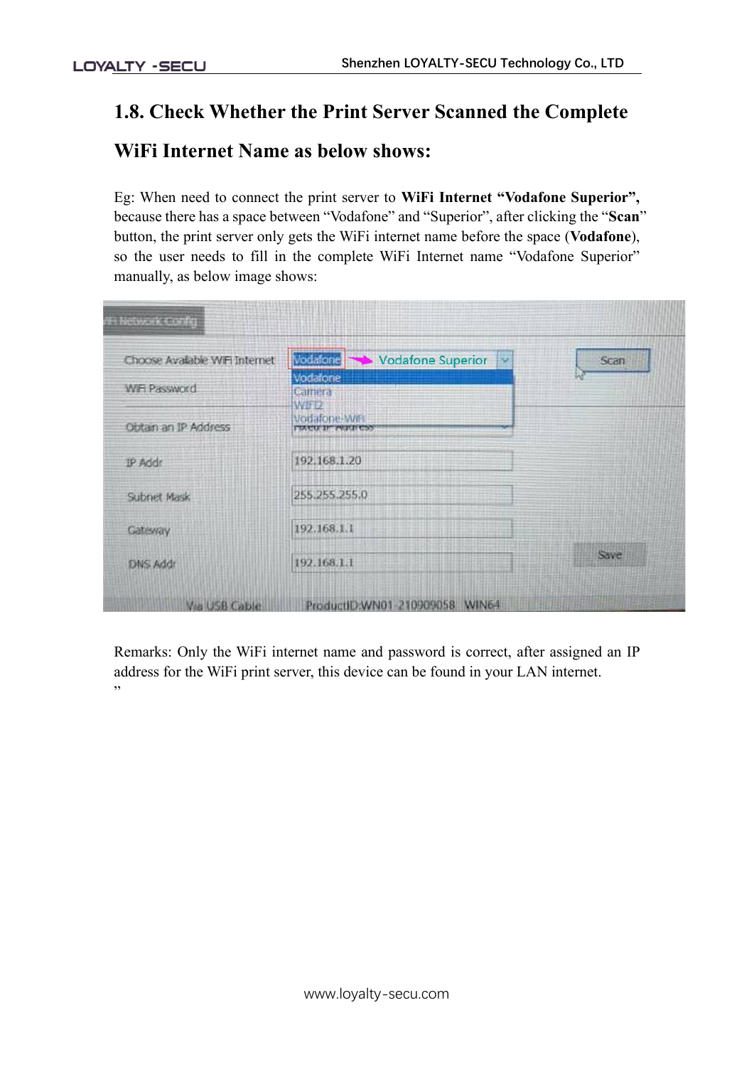## 1.8. Check Whether the Print Server Scanned the Complete WiFi Internet Name as below shows:

Eg: When need to connect the print server to **WiFi Internet "Vodafone Superior",** because there has a space between "Vodafone" and "Superior", after clicking the "**Scan**" button, the print server only gets the WiFi internet name before the space (**Vodafone**), so the user needs to fill in the complete WiFi Internet name "Vodafone Superior" manually, as below image shows:

Remarks: Only the WiFi internet name and password is correct, after assigned an IP address for the WiFi print server, this device can be found in your LAN internet.
"